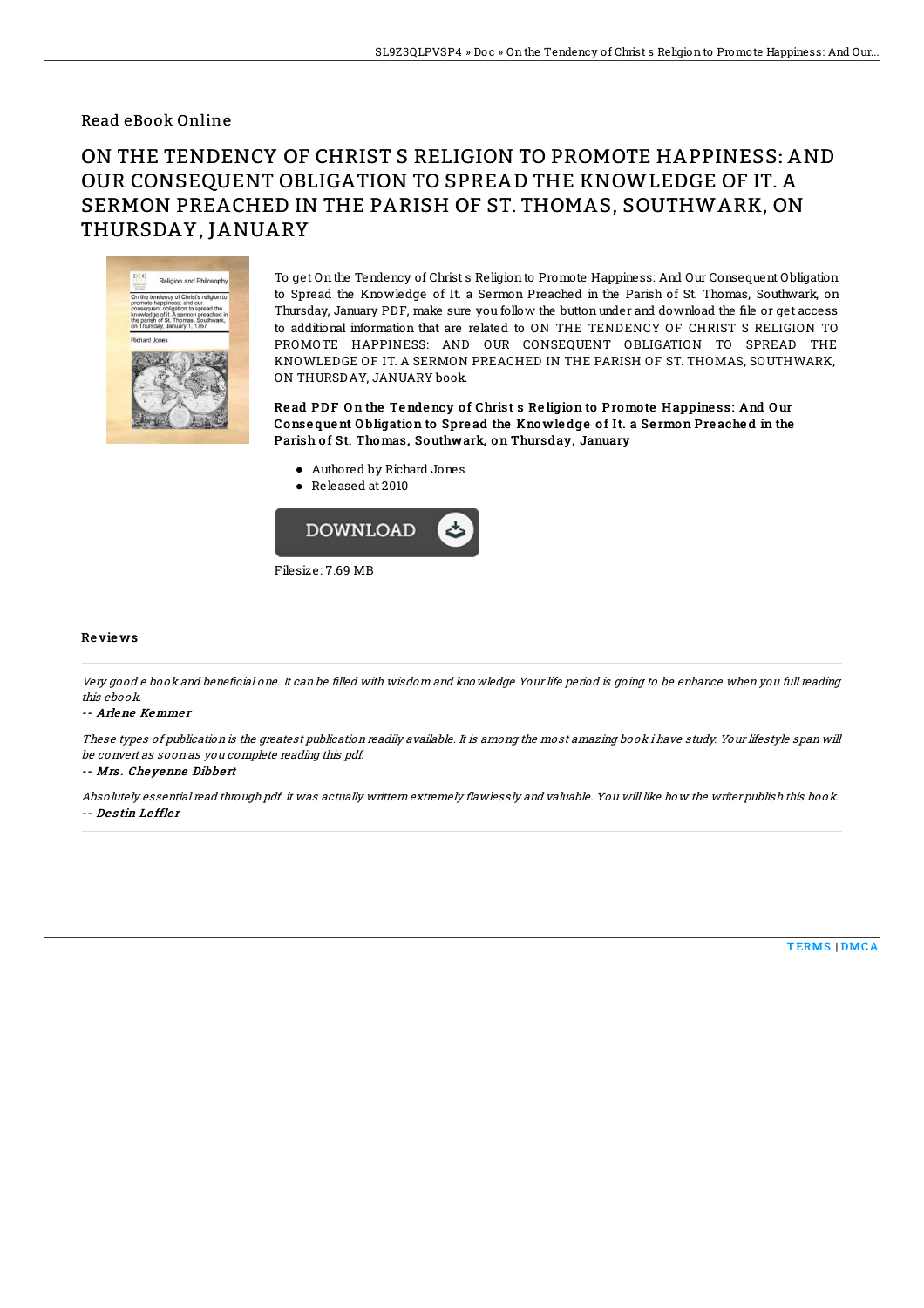Read eBook Online

# ON THE TENDENCY OF CHRIST S RELIGION TO PROMOTE HAPPINESS: AND OUR CONSEQUENT OBLIGATION TO SPREAD THE KNOWLEDGE OF IT. A SERMON PREACHED IN THE PARISH OF ST. THOMAS, SOUTHWARK, ON THURSDAY, JANUARY

To get On the Tendency of Christ s Religion to Promote Happiness: And Our Consequent Obligation to Spread the Knowledge of It. a Sermon Preached in the Parish of St. Thomas, Southwark, on Thursday, January PDF, make sure you follow the button under and download the file or get access to additional information that are related to ON THE TENDENCY OF CHRIST S RELIGION TO PROMOTE HAPPINESS: AND OUR CONSEQUENT OBLIGATION TO SPREAD THE KNOWLEDGE OF IT. A SERMON PREACHED IN THE PARISH OF ST. THOMAS, SOUTHWARK, ON THURSDAY, JANUARY book.

**Read PDF On the Tendency of Christ s Religion to Promote Happiness: And Our Consequent Obligation to Spread the Knowledge of It. a Sermon Preached in the Parish of St. Thomas, Southwark, on Thursday, January**

- Authored by Richard Jones
- Released at 2010

DOWNLOAD

Filesize: 7.69 MB

## Reviews

*Very good e book and beneficial one. It can be filled with wisdom and knowledge Your life period is going to be enhance when you full reading this ebook.*

*-- Arlene Kemmer*

*These types of publication is the greatest publication readily available. It is among the most amazing book i have study. Your lifestyle span will be convert as soon as you complete reading this pdf.*

*-- Mrs. Cheyenne Dibbert*

*Absolutely essential read through pdf. it was actually writtern extremely flawlessly and valuable. You will like how the writer publish this book.*

*-- Destin Leffler*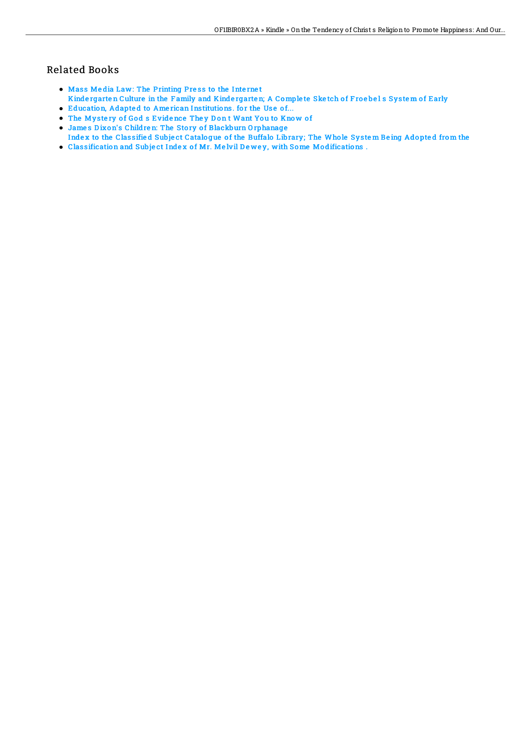## Related Books

- Mass Media Law: The Printing Press to the Internet
- Kindergarten Culture in the Family and Kindergarten; A Complete Sketch of Froebel s System of Early Education, Adapted to American Institutions. for the Use of...
- The Mystery of God s Evidence They Don t Want You to Know of
- James Dixon's Children: The Story of Blackburn Orphanage
- Index to the Classified Subject Catalogue of the Buffalo Library; The Whole System Being Adopted from the Classification and Subject Index of Mr. Melvil Dewey, with Some Modifications .